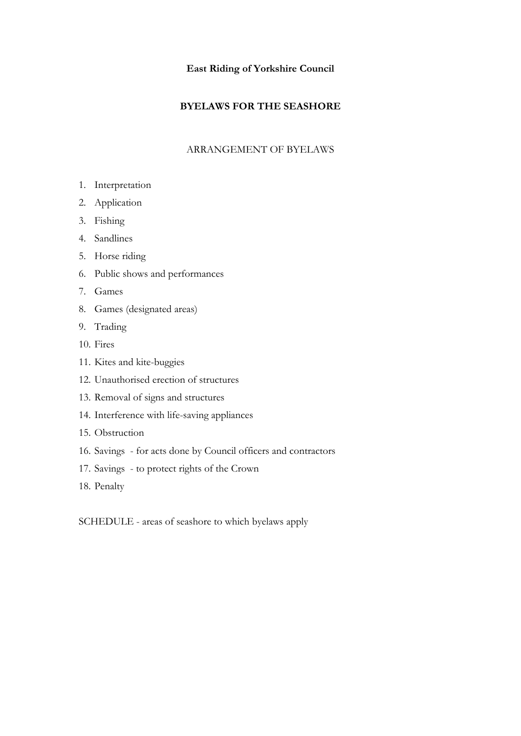**East Riding of Yorkshire Council**

**BYELAWS FOR THE SEASHORE**

ARRANGEMENT OF BYELAWS

1. Interpretation
2. Application
3. Fishing
4. Sandlines
5. Horse riding
6. Public shows and performances
7. Games
8. Games (designated areas)
9. Trading
10. Fires
11. Kites and kite-buggies
12. Unauthorised erection of structures
13. Removal of signs and structures
14. Interference with life-saving appliances
15. Obstruction
16. Savings - for acts done by Council officers and contractors
17. Savings - to protect rights of the Crown
18. Penalty

SCHEDULE - areas of seashore to which byelaws apply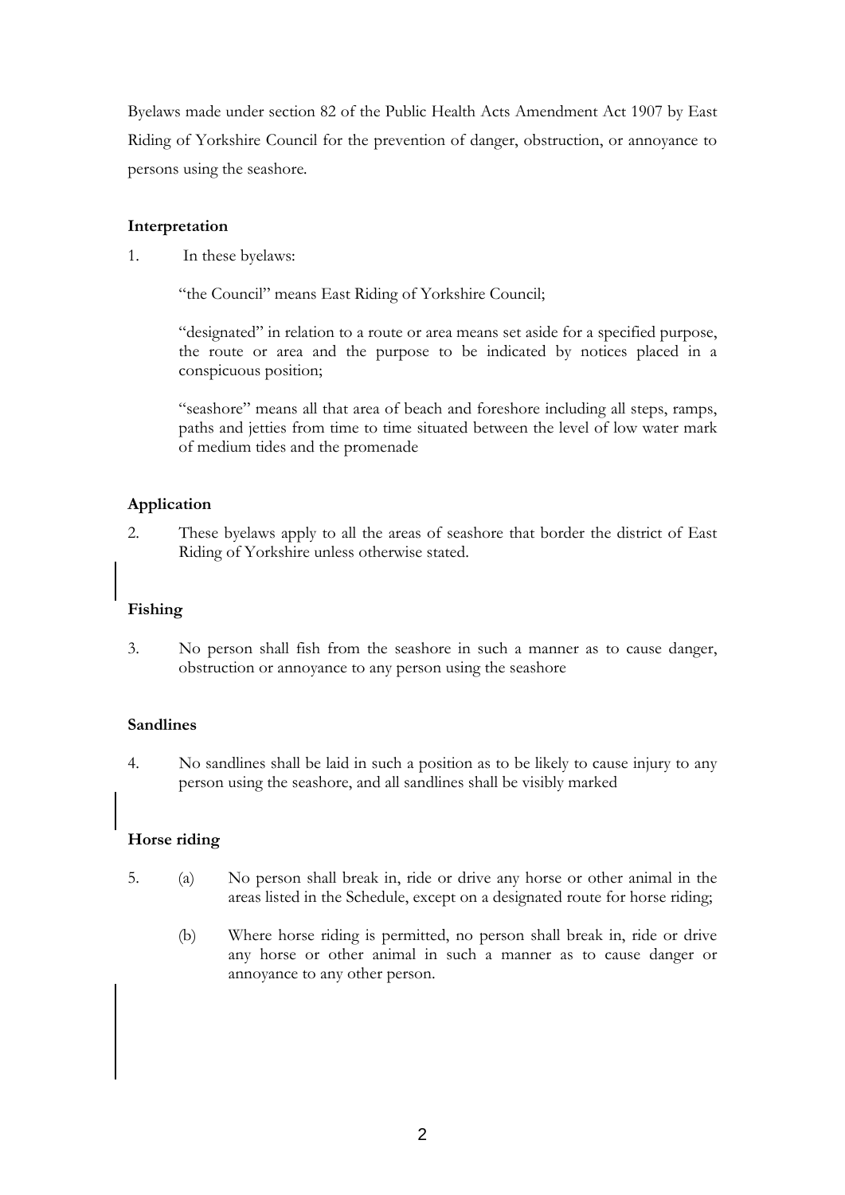Byelaws made under section 82 of the Public Health Acts Amendment Act 1907 by East Riding of Yorkshire Council for the prevention of danger, obstruction, or annoyance to persons using the seashore.

**Interpretation**

1. In these byelaws:

   "the Council" means East Riding of Yorkshire Council;

   "designated" in relation to a route or area means set aside for a specified purpose, the route or area and the purpose to be indicated by notices placed in a conspicuous position;

   "seashore" means all that area of beach and foreshore including all steps, ramps, paths and jetties from time to time situated between the level of low water mark of medium tides and the promenade

**Application**

2. These byelaws apply to all the areas of seashore that border the district of East Riding of Yorkshire unless otherwise stated.

**Fishing**

3. No person shall fish from the seashore in such a manner as to cause danger, obstruction or annoyance to any person using the seashore

**Sandlines**

4. No sandlines shall be laid in such a position as to be likely to cause injury to any person using the seashore, and all sandlines shall be visibly marked

**Horse riding**

5. (a) No person shall break in, ride or drive any horse or other animal in the areas listed in the Schedule, except on a designated route for horse riding;

   (b) Where horse riding is permitted, no person shall break in, ride or drive any horse or other animal in such a manner as to cause danger or annoyance to any other person.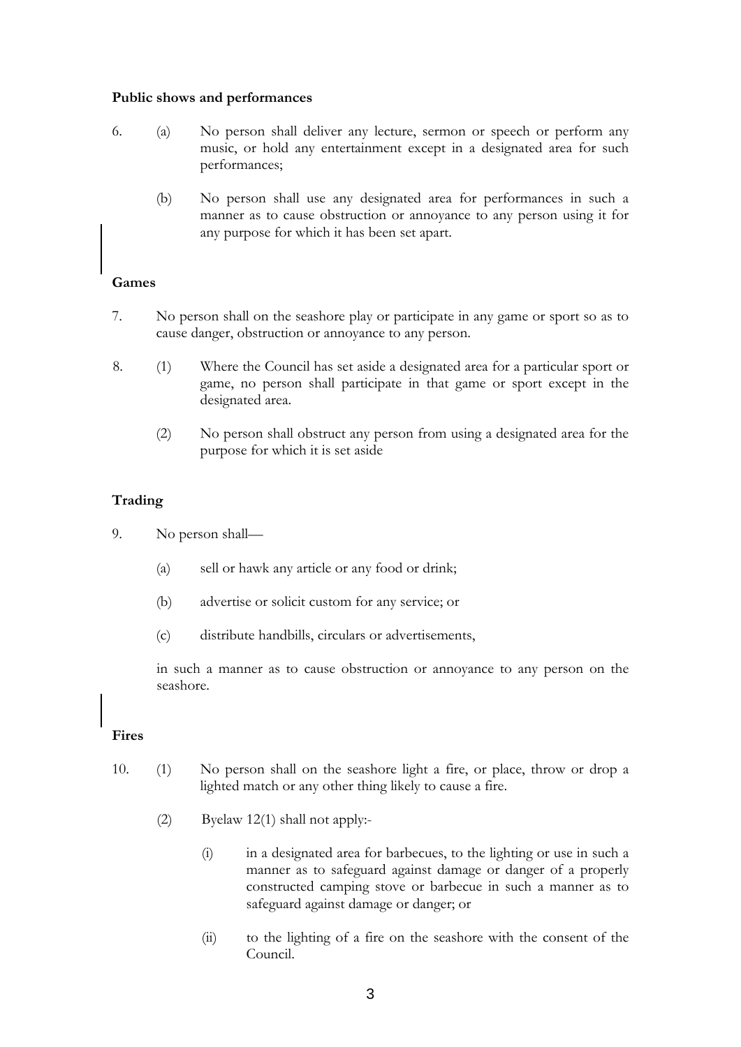**Public shows and performances**

6. (a) No person shall deliver any lecture, sermon or speech or perform any music, or hold any entertainment except in a designated area for such performances;

   (b) No person shall use any designated area for performances in such a manner as to cause obstruction or annoyance to any person using it for any purpose for which it has been set apart.

**Games**

7. No person shall on the seashore play or participate in any game or sport so as to cause danger, obstruction or annoyance to any person.

8. (1) Where the Council has set aside a designated area for a particular sport or game, no person shall participate in that game or sport except in the designated area.

   (2) No person shall obstruct any person from using a designated area for the purpose for which it is set aside

**Trading**

9. No person shall—

   (a) sell or hawk any article or any food or drink;

   (b) advertise or solicit custom for any service; or

   (c) distribute handbills, circulars or advertisements,

   in such a manner as to cause obstruction or annoyance to any person on the seashore.

**Fires**

10. (1) No person shall on the seashore light a fire, or place, throw or drop a lighted match or any other thing likely to cause a fire.

    (2) Byelaw 12(1) shall not apply:-

       (i) in a designated area for barbecues, to the lighting or use in such a manner as to safeguard against damage or danger of a properly constructed camping stove or barbecue in such a manner as to safeguard against damage or danger; or

       (ii) to the lighting of a fire on the seashore with the consent of the Council.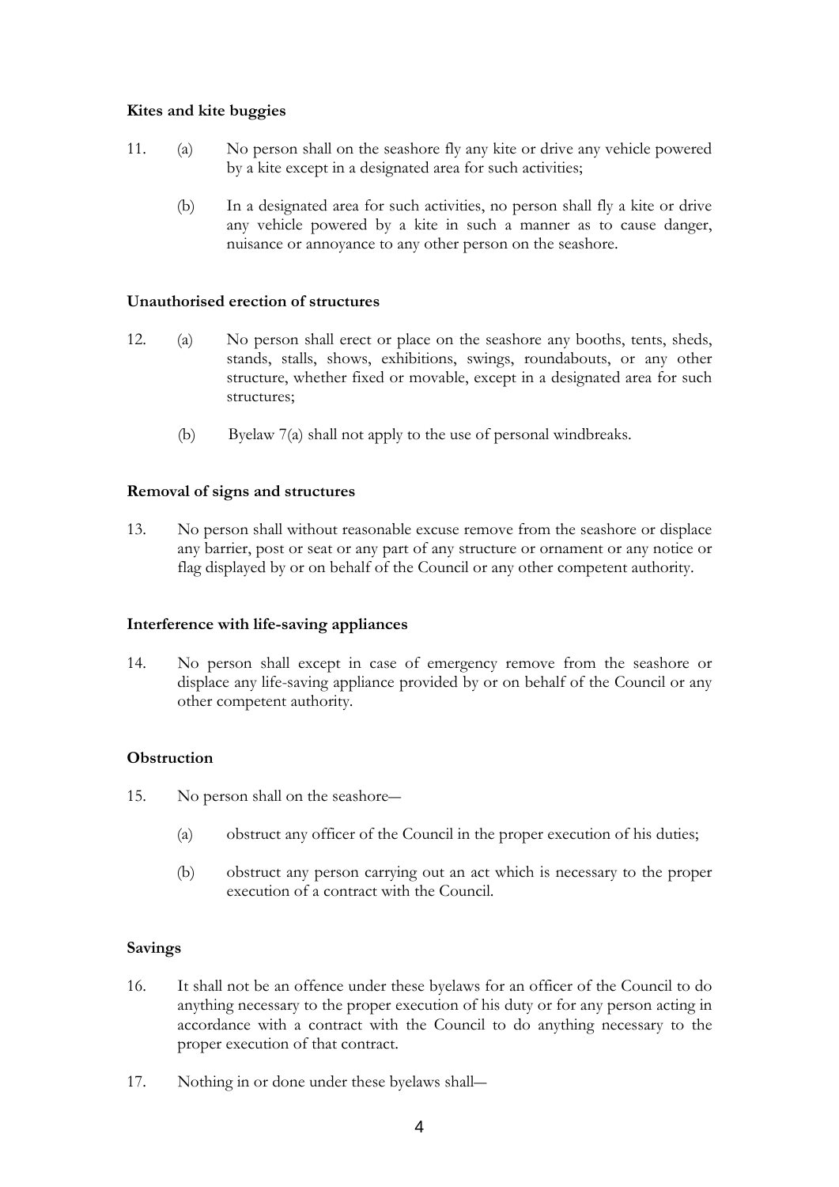**Kites and kite buggies**

11. (a) No person shall on the seashore fly any kite or drive any vehicle powered by a kite except in a designated area for such activities;

    (b) In a designated area for such activities, no person shall fly a kite or drive any vehicle powered by a kite in such a manner as to cause danger, nuisance or annoyance to any other person on the seashore.

**Unauthorised erection of structures**

12. (a) No person shall erect or place on the seashore any booths, tents, sheds, stands, stalls, shows, exhibitions, swings, roundabouts, or any other structure, whether fixed or movable, except in a designated area for such structures;

    (b) Byelaw 7(a) shall not apply to the use of personal windbreaks.

**Removal of signs and structures**

13. No person shall without reasonable excuse remove from the seashore or displace any barrier, post or seat or any part of any structure or ornament or any notice or flag displayed by or on behalf of the Council or any other competent authority.

**Interference with life-saving appliances**

14. No person shall except in case of emergency remove from the seashore or displace any life-saving appliance provided by or on behalf of the Council or any other competent authority.

**Obstruction**

15. No person shall on the seashore—

    (a) obstruct any officer of the Council in the proper execution of his duties;

    (b) obstruct any person carrying out an act which is necessary to the proper execution of a contract with the Council.

**Savings**

16. It shall not be an offence under these byelaws for an officer of the Council to do anything necessary to the proper execution of his duty or for any person acting in accordance with a contract with the Council to do anything necessary to the proper execution of that contract.

17. Nothing in or done under these byelaws shall—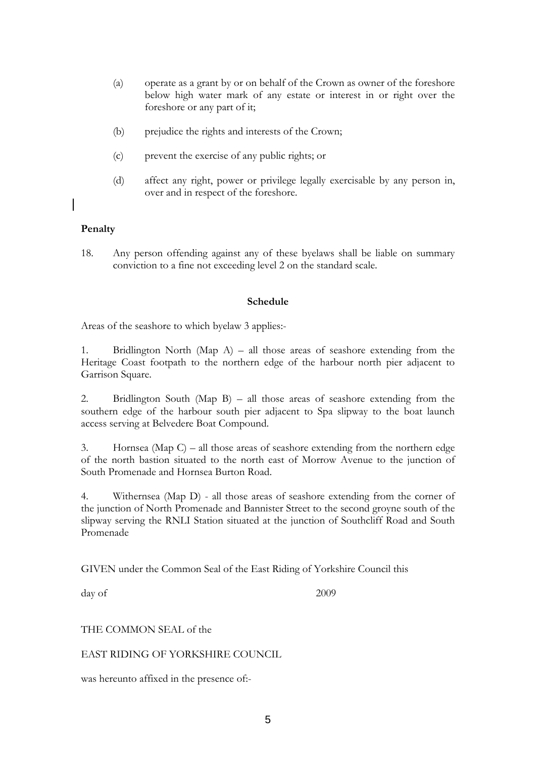(a) operate as a grant by or on behalf of the Crown as owner of the foreshore below high water mark of any estate or interest in or right over the foreshore or any part of it;

(b) prejudice the rights and interests of the Crown;

(c) prevent the exercise of any public rights; or

(d) affect any right, power or privilege legally exercisable by any person in, over and in respect of the foreshore.

**Penalty**

18. Any person offending against any of these byelaws shall be liable on summary conviction to a fine not exceeding level 2 on the standard scale.

**Schedule**

Areas of the seashore to which byelaw 3 applies:-

1. Bridlington North (Map A) – all those areas of seashore extending from the Heritage Coast footpath to the northern edge of the harbour north pier adjacent to Garrison Square.

2. Bridlington South (Map B) – all those areas of seashore extending from the southern edge of the harbour south pier adjacent to Spa slipway to the boat launch access serving at Belvedere Boat Compound.

3. Hornsea (Map C) – all those areas of seashore extending from the northern edge of the north bastion situated to the north east of Morrow Avenue to the junction of South Promenade and Hornsea Burton Road.

4. Withernsea (Map D) - all those areas of seashore extending from the corner of the junction of North Promenade and Bannister Street to the second groyne south of the slipway serving the RNLI Station situated at the junction of Southcliff Road and South Promenade

GIVEN under the Common Seal of the East Riding of Yorkshire Council this

day of 2009

THE COMMON SEAL of the

EAST RIDING OF YORKSHIRE COUNCIL

was hereunto affixed in the presence of:-